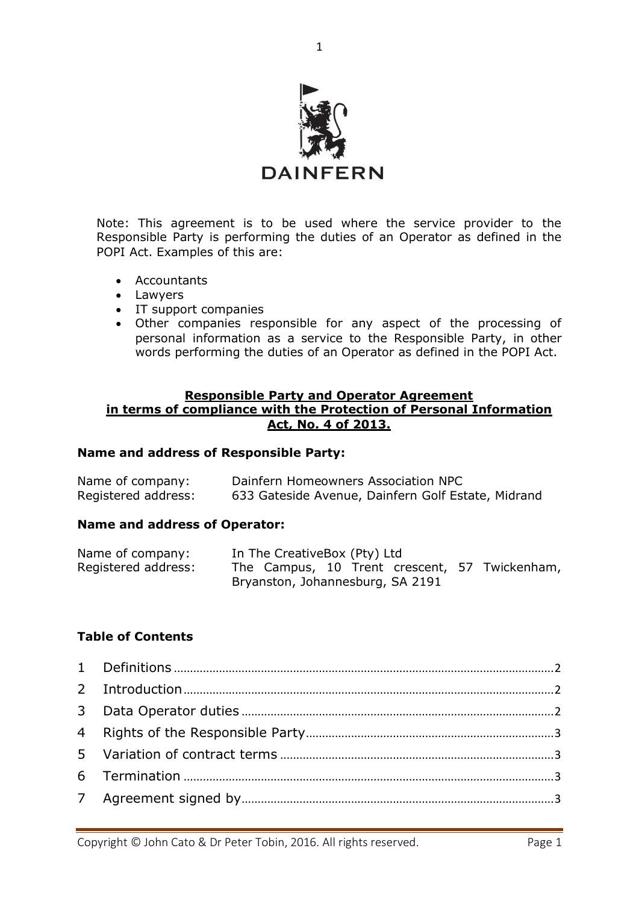DAINFERN

Note: This agreement is to be used where the service provider to the Responsible Party is performing the duties of an Operator as defined in the POPI Act. Examples of this are:

- Accountants
- Lawyers
- IT support companies
- Other companies responsible for any aspect of the processing of personal information as a service to the Responsible Party, in other words performing the duties of an Operator as defined in the POPI Act.

## Responsible Party and Operator Agreement in terms of compliance with the Protection of Personal Information Act, No. 4 of 2013.

**Name and address of Responsible Party:**

| | |
|---|---|
| Name of company: | Dainfern Homeowners Association NPC |
| Registered address: | 633 Gateside Avenue, Dainfern Golf Estate, Midrand |

**Name and address of Operator:**

| | |
|---|---|
| Name of company: | In The CreativeBox (Pty) Ltd |
| Registered address: | The Campus, 10 Trent crescent, 57 Twickenham, Bryanston, Johannesburg, SA 2191 |

**Table of Contents**

1 Definitions ..... 2
2 Introduction ..... 2
3 Data Operator duties ..... 2
4 Rights of the Responsible Party ..... 3
5 Variation of contract terms ..... 3
6 Termination ..... 3
7 Agreement signed by ..... 3

Copyright © John Cato & Dr Peter Tobin, 2016. All rights reserved.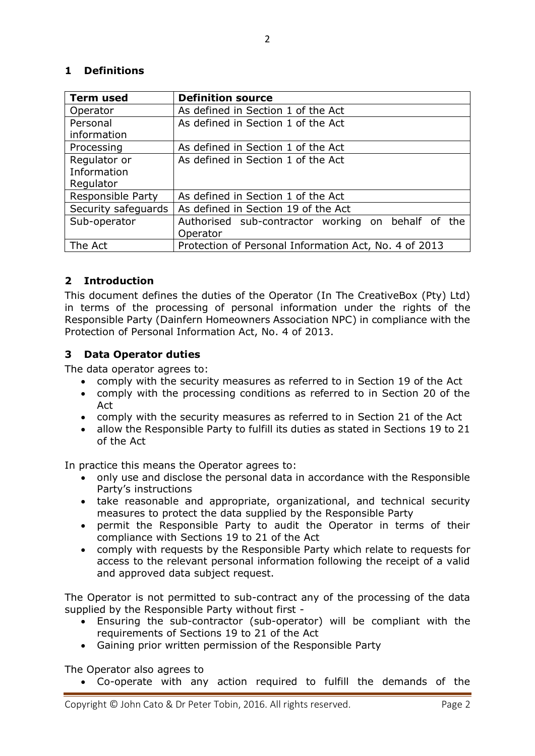## 1 Definitions

| Term used | Definition source |
| --- | --- |
| Operator | As defined in Section 1 of the Act |
| Personal information | As defined in Section 1 of the Act |
| Processing | As defined in Section 1 of the Act |
| Regulator or Information Regulator | As defined in Section 1 of the Act |
| Responsible Party | As defined in Section 1 of the Act |
| Security safeguards | As defined in Section 19 of the Act |
| Sub-operator | Authorised sub-contractor working on behalf of the Operator |
| The Act | Protection of Personal Information Act, No. 4 of 2013 |

## 2 Introduction

This document defines the duties of the Operator (In The CreativeBox (Pty) Ltd) in terms of the processing of personal information under the rights of the Responsible Party (Dainfern Homeowners Association NPC) in compliance with the Protection of Personal Information Act, No. 4 of 2013.

## 3 Data Operator duties

The data operator agrees to:

- comply with the security measures as referred to in Section 19 of the Act
- comply with the processing conditions as referred to in Section 20 of the Act
- comply with the security measures as referred to in Section 21 of the Act
- allow the Responsible Party to fulfill its duties as stated in Sections 19 to 21 of the Act

In practice this means the Operator agrees to:

- only use and disclose the personal data in accordance with the Responsible Party's instructions
- take reasonable and appropriate, organizational, and technical security measures to protect the data supplied by the Responsible Party
- permit the Responsible Party to audit the Operator in terms of their compliance with Sections 19 to 21 of the Act
- comply with requests by the Responsible Party which relate to requests for access to the relevant personal information following the receipt of a valid and approved data subject request.

The Operator is not permitted to sub-contract any of the processing of the data supplied by the Responsible Party without first -

- Ensuring the sub-contractor (sub-operator) will be compliant with the requirements of Sections 19 to 21 of the Act
- Gaining prior written permission of the Responsible Party

The Operator also agrees to

- Co-operate with any action required to fulfill the demands of the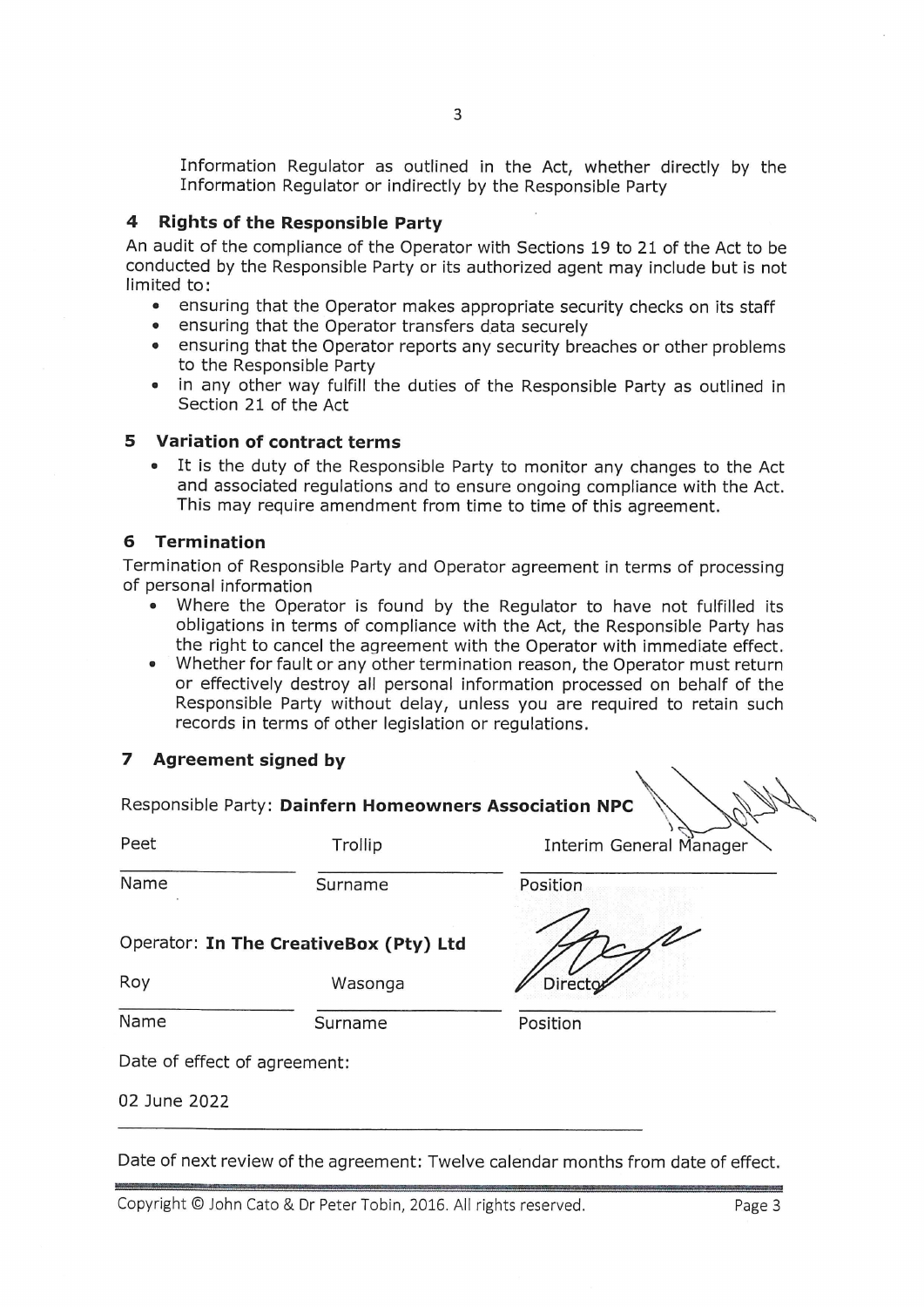Information Regulator as outlined in the Act, whether directly by the Information Regulator or indirectly by the Responsible Party

## 4 Rights of the Responsible Party

An audit of the compliance of the Operator with Sections 19 to 21 of the Act to be conducted by the Responsible Party or its authorized agent may include but is not limited to:

- ensuring that the Operator makes appropriate security checks on its staff
- ensuring that the Operator transfers data securely
- ensuring that the Operator reports any security breaches or other problems to the Responsible Party
- in any other way fulfill the duties of the Responsible Party as outlined in Section 21 of the Act

## 5 Variation of contract terms

- It is the duty of the Responsible Party to monitor any changes to the Act and associated regulations and to ensure ongoing compliance with the Act. This may require amendment from time to time of this agreement.

## 6 Termination

Termination of Responsible Party and Operator agreement in terms of processing of personal information

- Where the Operator is found by the Regulator to have not fulfilled its obligations in terms of compliance with the Act, the Responsible Party has the right to cancel the agreement with the Operator with immediate effect.
- Whether for fault or any other termination reason, the Operator must return or effectively destroy all personal information processed on behalf of the Responsible Party without delay, unless you are required to retain such records in terms of other legislation or regulations.

## 7 Agreement signed by

Responsible Party: **Dainfern Homeowners Association NPC**

| | | |
|---|---|---|
| Peet | Trollip | Interim General Manager |
| Name | Surname | Position |

Operator: **In The CreativeBox (Pty) Ltd**

| | | |
|---|---|---|
| Roy | Wasonga | Director |
| Name | Surname | Position |

Date of effect of agreement:

02 June 2022

Date of next review of the agreement: Twelve calendar months from date of effect.

Copyright © John Cato & Dr Peter Tobin, 2016. All rights reserved.